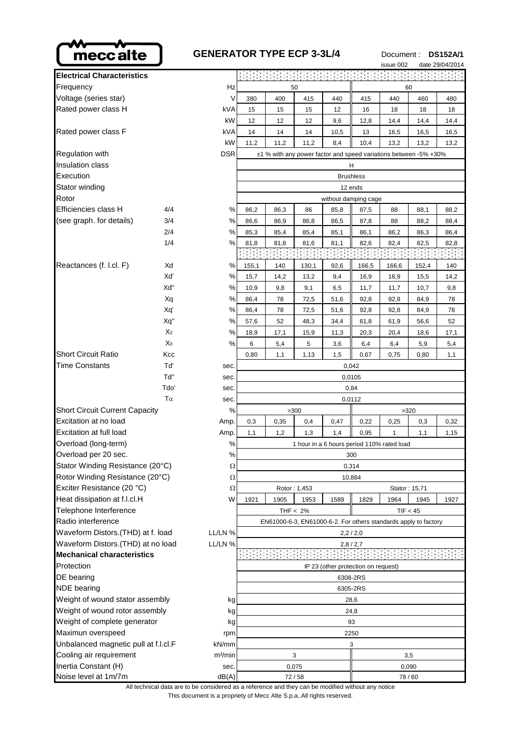# GENERATOR TYPE ECP 3-3L/4

mecc alte

Document : **DS152A/1**
issue 002 date 29/04/2014

| **Electrical Characteristics** | | | | | | | | | | |
|---|---|---|---|---|---|---|---|---|---|---|
| Frequency | | Hz | 50 | | | | 60 | | | |
| Voltage (series star) | | V | 380 | 400 | 415 | 440 | 415 | 440 | 460 | 480 |
| Rated power class H | | kVA | 15 | 15 | 15 | 12 | 16 | 18 | 18 | 18 |
| | | kW | 12 | 12 | 12 | 9,6 | 12,8 | 14,4 | 14,4 | 14,4 |
| Rated power class F | | kVA | 14 | 14 | 14 | 10,5 | 13 | 16,5 | 16,5 | 16,5 |
| | | kW | 11,2 | 11,2 | 11,2 | 8,4 | 10,4 | 13,2 | 13,2 | 13,2 |
| Regulation with | | DSR | ±1 % with any power factor and speed variations between -5% +30% | | | | | | | |
| Insulation class | | | H | | | | | | | |
| Execution | | | Brushless | | | | | | | |
| Stator winding | | | 12 ends | | | | | | | |
| Rotor | | | without damping cage | | | | | | | |
| Efficiencies class H | 4/4 | % | 86,2 | 86,3 | 86 | 85,8 | 87,5 | 88 | 88,1 | 88,2 |
| (see graph. for details) | 3/4 | % | 86,6 | 86,9 | 86,8 | 86,5 | 87,8 | 88 | 88,2 | 88,4 |
| | 2/4 | % | 85,3 | 85,4 | 85,4 | 85,1 | 86,1 | 86,2 | 86,3 | 86,4 |
| | 1/4 | % | 81,8 | 81,8 | 81,6 | 81,1 | 82,6 | 82,4 | 82,5 | 82,8 |
| Reactances (f. l.cl. F) | Xd | % | 155,1 | 140 | 130,1 | 92,6 | 166,5 | 166,6 | 152,4 | 140 |
| | Xd' | % | 15,7 | 14,2 | 13,2 | 9,4 | 16,9 | 16,9 | 15,5 | 14,2 |
| | Xd" | % | 10,9 | 9,8 | 9,1 | 6,5 | 11,7 | 11,7 | 10,7 | 9,8 |
| | Xq | % | 86,4 | 78 | 72,5 | 51,6 | 92,8 | 92,8 | 84,9 | 78 |
| | Xq' | % | 86,4 | 78 | 72,5 | 51,6 | 92,8 | 92,8 | 84,9 | 78 |
| | Xq" | % | 57,6 | 52 | 48,3 | 34,4 | 61,8 | 61,9 | 56,6 | 52 |
| | $X_2$ | % | 18,9 | 17,1 | 15,9 | 11,3 | 20,3 | 20,4 | 18,6 | 17,1 |
| | $X_0$ | % | 6 | 5,4 | 5 | 3,6 | 6,4 | 6,4 | 5,9 | 5,4 |
| Short Circuit Ratio | Kcc | | 0,80 | 1,1 | 1,13 | 1,5 | 0,67 | 0,75 | 0,80 | 1,1 |
| Time Constants | Td' | sec. | 0,042 | | | | | | | |
| | Td" | sec. | 0,0105 | | | | | | | |
| | Tdo' | sec. | 0,84 | | | | | | | |
| | $T\alpha$ | sec. | 0,0112 | | | | | | | |
| Short Circuit Current Capacity | | % | >300 | | | | >320 | | | |
| Excitation at no load | | Amp. | 0,3 | 0,35 | 0,4 | 0,47 | 0,22 | 0,25 | 0,3 | 0,32 |
| Excitation at full load | | Amp. | 1,1 | 1,2 | 1,3 | 1,4 | 0,95 | 1 | 1,1 | 1,15 |
| Overload (long-term) | | % | 1 hour in a 6 hours period 110% rated load | | | | | | | |
| Overload per 20 sec. | | % | 300 | | | | | | | |
| Stator Winding Resistance (20°C) | | Ω | 0,314 | | | | | | | |
| Rotor Winding Resistance (20°C) | | Ω | 10,884 | | | | | | | |
| Exciter Resistance (20 °C) | | Ω | Rotor : 1,453 | | | | Stator : 15,71 | | | |
| Heat dissipation at f.l.cl.H | | W | 1921 | 1905 | 1953 | 1589 | 1829 | 1964 | 1945 | 1927 |
| Telephone Interference | | | THF < 2% | | | | TIF < 45 | | | |
| Radio interference | | | EN61000-6-3, EN61000-6-2. For others standards apply to factory | | | | | | | |
| Waveform Distors.(THD) at f. load | | LL/LN % | 2,2 / 2,0 | | | | | | | |
| Waveform Distors.(THD) at no load | | LL/LN % | 2,8 / 2,7 | | | | | | | |
| **Mechanical characteristics** | | | | | | | | | | |
| Protection | | | IP 23 (other protection on request) | | | | | | | |
| DE bearing | | | 6308-2RS | | | | | | | |
| NDE bearing | | | 6305-2RS | | | | | | | |
| Weight of wound stator assembly | | kg | 28,6 | | | | | | | |
| Weight of wound rotor assembly | | kg | 24,8 | | | | | | | |
| Weight of complete generator | | kg | 93 | | | | | | | |
| Maximun overspeed | | rpm | 2250 | | | | | | | |
| Unbalanced magnetic pull at f.l.cl.F | | kN/mm | 3 | | | | | | | |
| Cooling air requirement | | m³/min | 3 | | | | 3,5 | | | |
| Inertia Constant (H) | | sec. | 0,075 | | | | 0,090 | | | |
| Noise level at 1m/7m | | dB(A) | 72 / 58 | | | | 78 / 60 | | | |

All technical data are to be considered as a reference and they can be modified without any notice

This document is a propriety of Mecc Alte S.p.a..All rights reserved.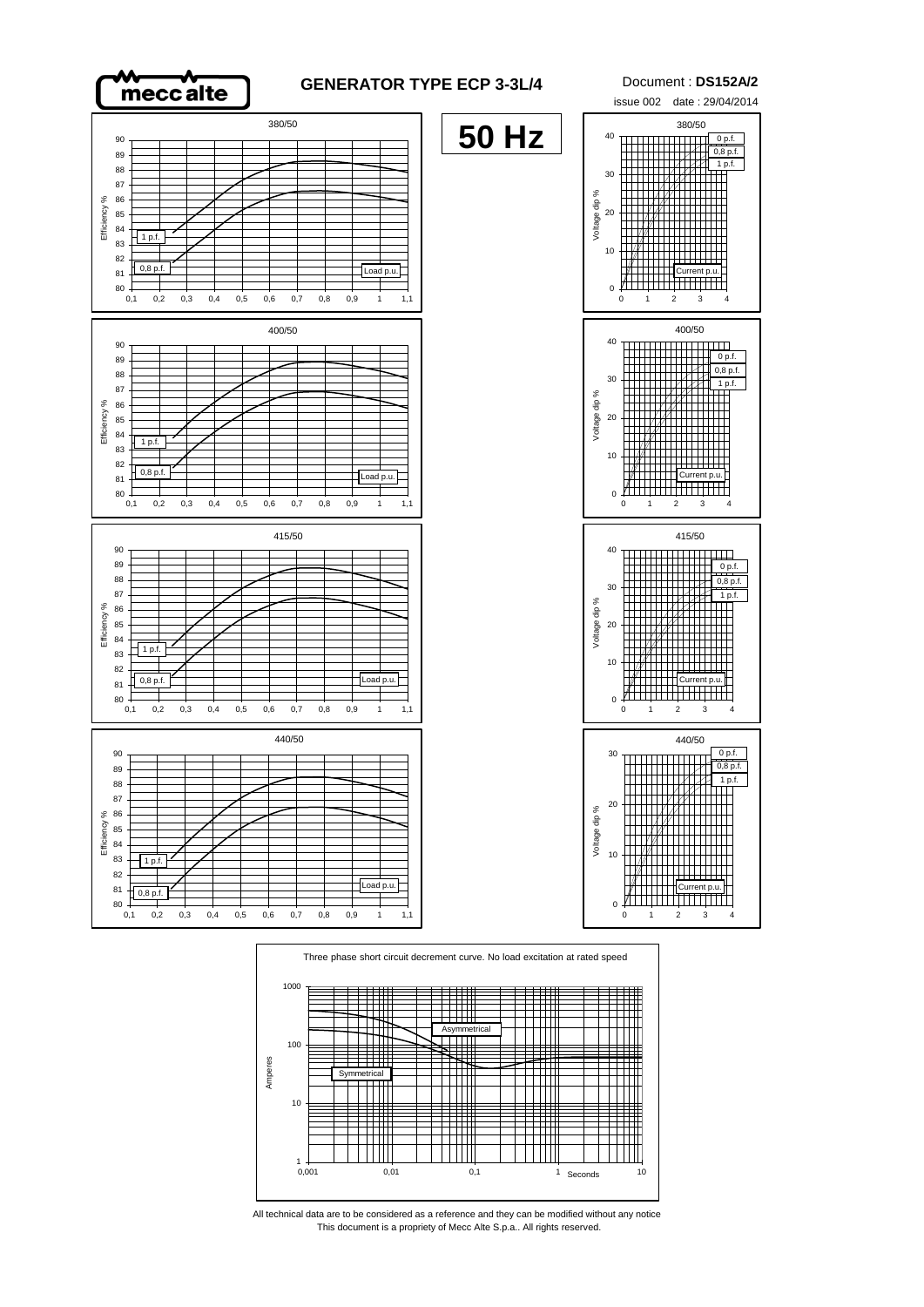# GENERATOR TYPE ECP 3-3L/4

Document : **DS152A/2**

issue 002 date : 29/04/2014

**50 Hz**

380/50

Efficiency %

1 p.f.

0,8 p.f.

Load p.u.

380/50

Voltage dip %

0 p.f.

0,8 p.f.

1 p.f.

Current p.u.

400/50

Efficiency %

1 p.f.

0,8 p.f.

Load p.u.

400/50

Voltage dip %

0 p.f.

0,8 p.f.

1 p.f.

Current p.u.

415/50

Efficiency %

1 p.f.

0,8 p.f.

Load p.u.

415/50

Voltage dip %

0 p.f.

0,8 p.f.

1 p.f.

Current p.u.

440/50

Efficiency %

1 p.f.

0,8 p.f.

Load p.u.

440/50

Voltage dip %

0 p.f.

0,8 p.f.

1 p.f.

Current p.u.

Three phase short circuit decrement curve. No load excitation at rated speed

Amperes

Asymmetrical

Symmetrical

Seconds

All technical data are to be considered as a reference and they can be modified without any notice

This document is a propriety of Mecc Alte S.p.a.. All rights reserved.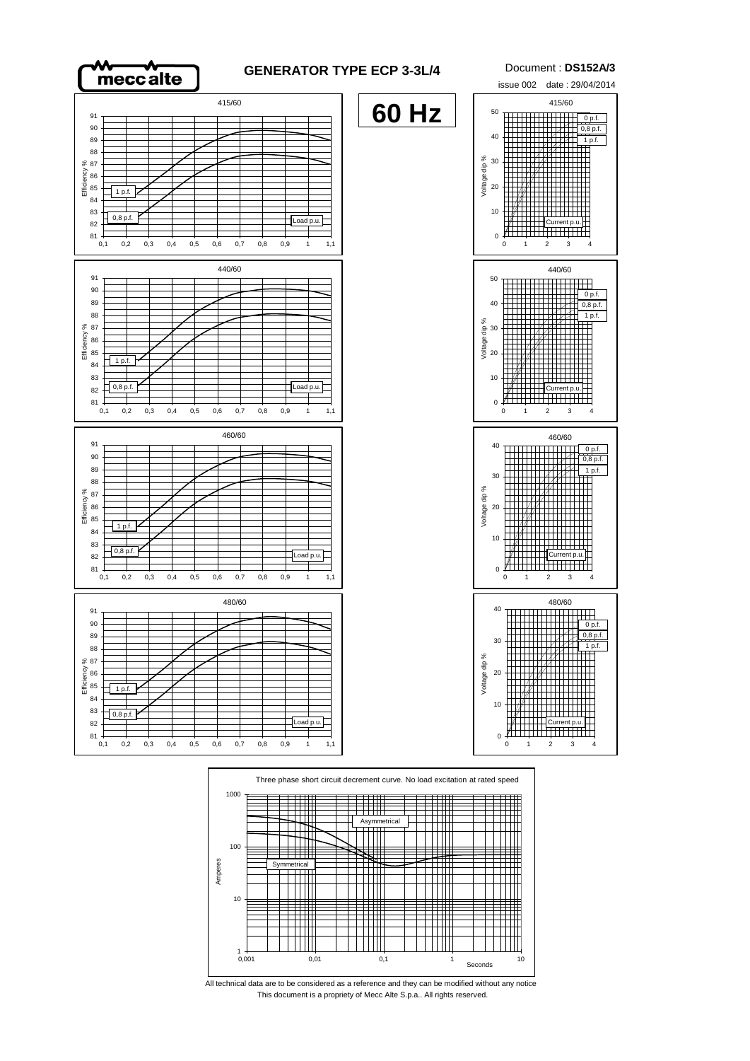# GENERATOR TYPE ECP 3-3L/4

Document : **DS152A/3**

issue 002 date : 29/04/2014

**60 Hz**

415/60

Efficiency % — 1 p.f. — 0,8 p.f. — Load p.u.

415/60

Voltage dip % — 0 p.f. — 0,8 p.f. — 1 p.f. — Current p.u.

440/60

Efficiency % — 1 p.f. — 0,8 p.f. — Load p.u.

440/60

Voltage dip % — 0 p.f. — 0,8 p.f. — 1 p.f. — Current p.u.

460/60

Efficiency % — 1 p.f. — 0,8 p.f. — Load p.u.

460/60

Voltage dip % — 0 p.f. — 0,8 p.f. — 1 p.f. — Current p.u.

480/60

Efficiency % — 1 p.f. — 0,8 p.f. — Load p.u.

480/60

Voltage dip % — 0 p.f. — 0,8 p.f. — 1 p.f. — Current p.u.

Three phase short circuit decrement curve. No load excitation at rated speed

Amperes — Asymmetrical — Symmetrical — Seconds

All technical data are to be considered as a reference and they can be modified without any notice

This document is a propriety of Mecc Alte S.p.a.. All rights reserved.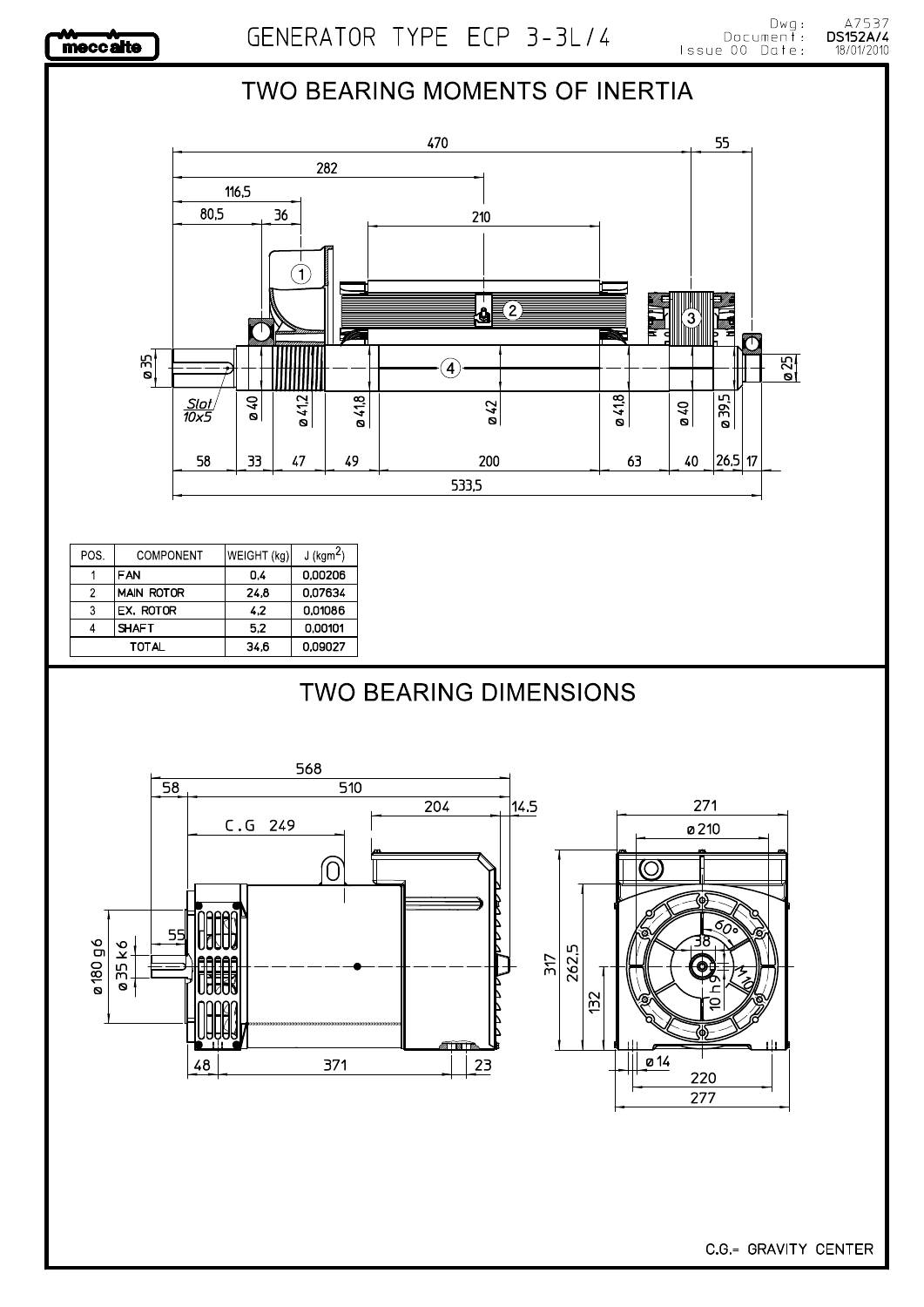# GENERATOR TYPE ECP 3-3L/4

Dwg: A7537
Document: DS152A/4
Issue 00 Date: 18/01/2010

## TWO BEARING MOMENTS OF INERTIA

| POS. | COMPONENT | WEIGHT (kg) | J ($kgm^2$) |
|---|---|---|---|
| 1 | FAN | 0,4 | 0,00206 |
| 2 | MAIN ROTOR | 24,8 | 0,07634 |
| 3 | EX. ROTOR | 4,2 | 0,01086 |
| 4 | SHAFT | 5,2 | 0,00101 |
| TOTAL | | 34,6 | 0,09027 |

## TWO BEARING DIMENSIONS

C.G.= GRAVITY CENTER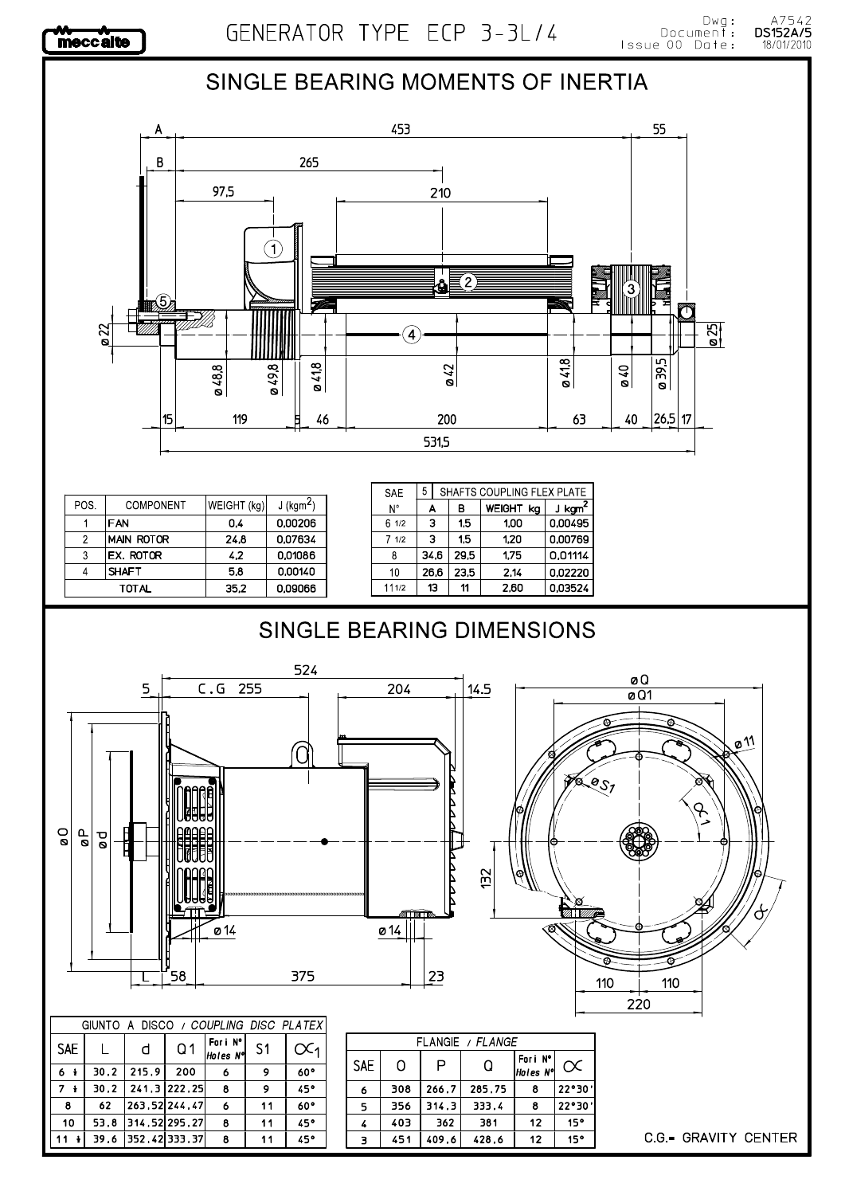GENERATOR TYPE ECP 3-3L/4

Dwg: A7542
Document: DS152A/5
Issue 00 Date: 18/01/2010

# SINGLE BEARING MOMENTS OF INERTIA

A
B
453
55
265
97,5
210
1
2
3
5
4
ø22
ø48,8
ø49,8
ø41,8
ø42
ø41,8
ø40
ø39,5
ø25
15
119
5
46
200
63
40
26,5
17
531,5

| POS. | COMPONENT | WEIGHT (kg) | J ($kgm^2$) |
|---|---|---|---|
| 1 | FAN | 0,4 | 0,00206 |
| 2 | MAIN ROTOR | 24,8 | 0,07634 |
| 3 | EX. ROTOR | 4,2 | 0,01086 |
| 4 | SHAFT | 5,8 | 0,00140 |
| | TOTAL | 35,2 | 0,09066 |

| SAE N° | 5 SHAFTS COUPLING FLEX PLATE | | | |
|---|---|---|---|---|
| | A | B | WEIGHT kg | J $kgm^2$ |
| 6 1/2 | 3 | 1,5 | 1,00 | 0,00495 |
| 7 1/2 | 3 | 1,5 | 1,20 | 0,00769 |
| 8 | 34,6 | 29,5 | 1,75 | 0,01114 |
| 10 | 26,6 | 23,5 | 2,14 | 0,02220 |
| 11 1/2 | 13 | 11 | 2,60 | 0,03524 |

# SINGLE BEARING DIMENSIONS

524
5
C.G 255
204
14,5
øO
øP
ød
ø14
ø14
L
58
375
23
132
øQ
øQ1
ø11
øS1
$\alpha_1$
$\alpha$
110
110
220

| GIUNTO A DISCO / COUPLING DISC PLATEX | | | | | | |
|---|---|---|---|---|---|---|
| SAE | L | d | Q1 | Fori N° Holes N° | S1 | $\alpha_1$ |
| 6 ½ | 30,2 | 215,9 | 200 | 6 | 9 | 60° |
| 7 ½ | 30,2 | 241,3 | 222,25 | 8 | 9 | 45° |
| 8 | 62 | 263,52 | 244,47 | 6 | 11 | 60° |
| 10 | 53,8 | 314,52 | 295,27 | 8 | 11 | 45° |
| 11 ½ | 39,6 | 352,42 | 333,37 | 8 | 11 | 45° |

| FLANGIE / FLANGE | | | | | |
|---|---|---|---|---|---|
| SAE | O | P | Q | Fori N° Holes N° | $\alpha$ |
| 6 | 308 | 266,7 | 285,75 | 8 | 22°30' |
| 5 | 356 | 314,3 | 333,4 | 8 | 22°30' |
| 4 | 403 | 362 | 381 | 12 | 15° |
| 3 | 451 | 409,6 | 428,6 | 12 | 15° |

C.G.= GRAVITY CENTER